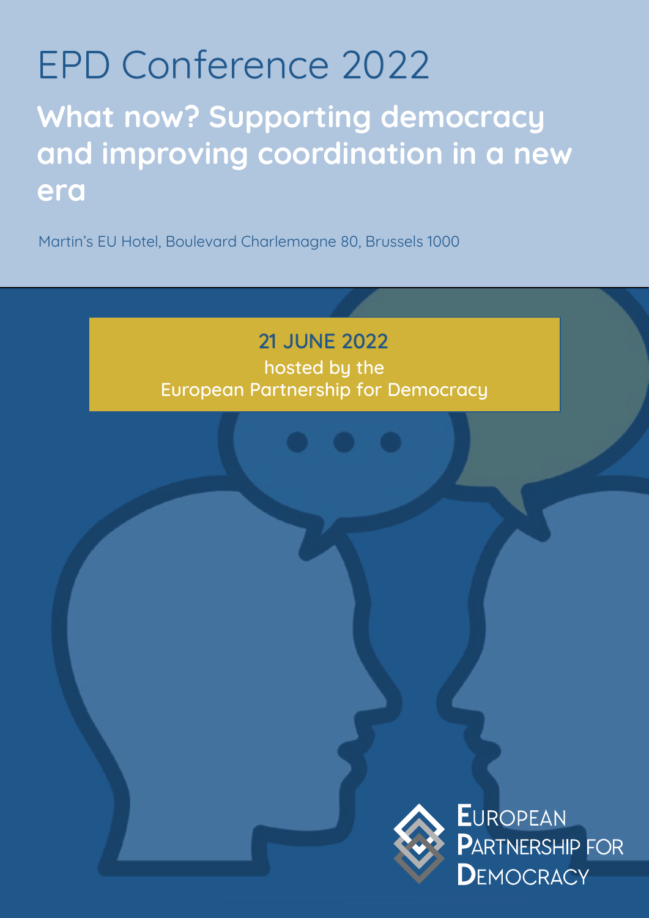# EPD Conference 2022

## What now? Supporting democracy and improving coordination in a new era

Martin's EU Hotel, Boulevard Charlemagne 80, Brussels 1000

**21 JUNE 2022**

hosted by the European Partnership for Democracy

European Partnership for Democracy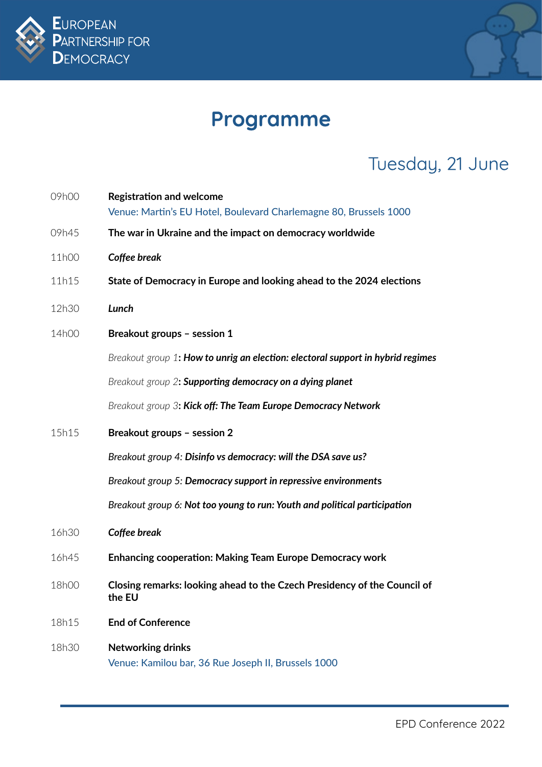# Programme

## Tuesday, 21 June

09h00 **Registration and welcome**
Venue: Martin's EU Hotel, Boulevard Charlemagne 80, Brussels 1000

09h45 **The war in Ukraine and the impact on democracy worldwide**

11h00 ***Coffee break***

11h15 **State of Democracy in Europe and looking ahead to the 2024 elections**

12h30 ***Lunch***

14h00 **Breakout groups – session 1**

*Breakout group 1*: ***How to unrig an election: electoral support in hybrid regimes***

*Breakout group 2*: ***Supporting democracy on a dying planet***

*Breakout group 3*: ***Kick off: The Team Europe Democracy Network***

15h15 **Breakout groups – session 2**

*Breakout group 4*: ***Disinfo vs democracy: will the DSA save us?***

*Breakout group 5*: ***Democracy support in repressive environments***

*Breakout group 6*: ***Not too young to run: Youth and political participation***

16h30 ***Coffee break***

16h45 **Enhancing cooperation: Making Team Europe Democracy work**

18h00 **Closing remarks: looking ahead to the Czech Presidency of the Council of the EU**

18h15 **End of Conference**

18h30 **Networking drinks**
Venue: Kamilou bar, 36 Rue Joseph II, Brussels 1000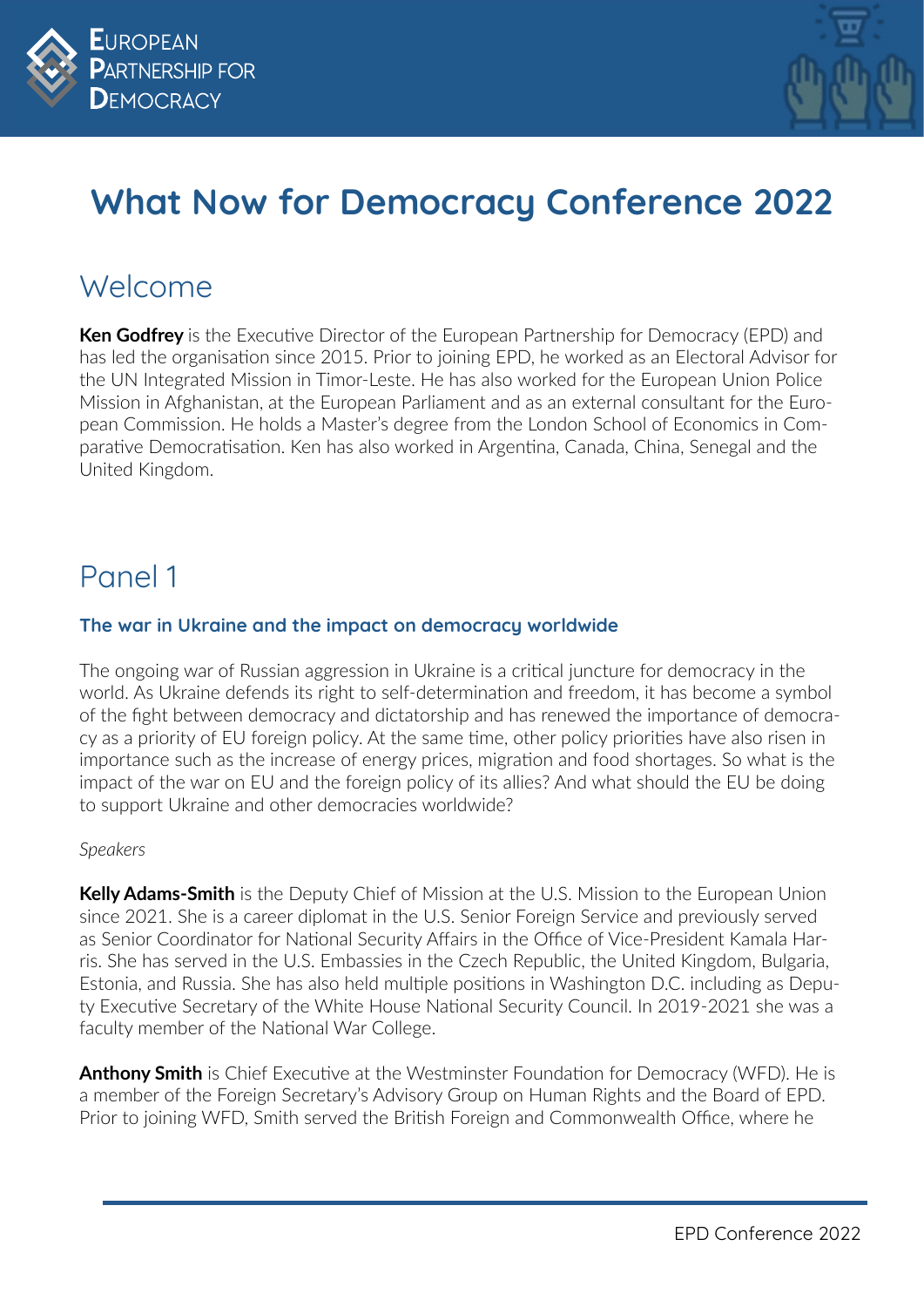# What Now for Democracy Conference 2022

## Welcome

**Ken Godfrey** is the Executive Director of the European Partnership for Democracy (EPD) and has led the organisation since 2015. Prior to joining EPD, he worked as an Electoral Advisor for the UN Integrated Mission in Timor-Leste. He has also worked for the European Union Police Mission in Afghanistan, at the European Parliament and as an external consultant for the European Commission. He holds a Master's degree from the London School of Economics in Comparative Democratisation. Ken has also worked in Argentina, Canada, China, Senegal and the United Kingdom.

## Panel 1

### The war in Ukraine and the impact on democracy worldwide

The ongoing war of Russian aggression in Ukraine is a critical juncture for democracy in the world. As Ukraine defends its right to self-determination and freedom, it has become a symbol of the fight between democracy and dictatorship and has renewed the importance of democracy as a priority of EU foreign policy. At the same time, other policy priorities have also risen in importance such as the increase of energy prices, migration and food shortages. So what is the impact of the war on EU and the foreign policy of its allies? And what should the EU be doing to support Ukraine and other democracies worldwide?

*Speakers*

**Kelly Adams-Smith** is the Deputy Chief of Mission at the U.S. Mission to the European Union since 2021. She is a career diplomat in the U.S. Senior Foreign Service and previously served as Senior Coordinator for National Security Affairs in the Office of Vice-President Kamala Harris. She has served in the U.S. Embassies in the Czech Republic, the United Kingdom, Bulgaria, Estonia, and Russia. She has also held multiple positions in Washington D.C. including as Deputy Executive Secretary of the White House National Security Council. In 2019-2021 she was a faculty member of the National War College.

**Anthony Smith** is Chief Executive at the Westminster Foundation for Democracy (WFD). He is a member of the Foreign Secretary's Advisory Group on Human Rights and the Board of EPD. Prior to joining WFD, Smith served the British Foreign and Commonwealth Office, where he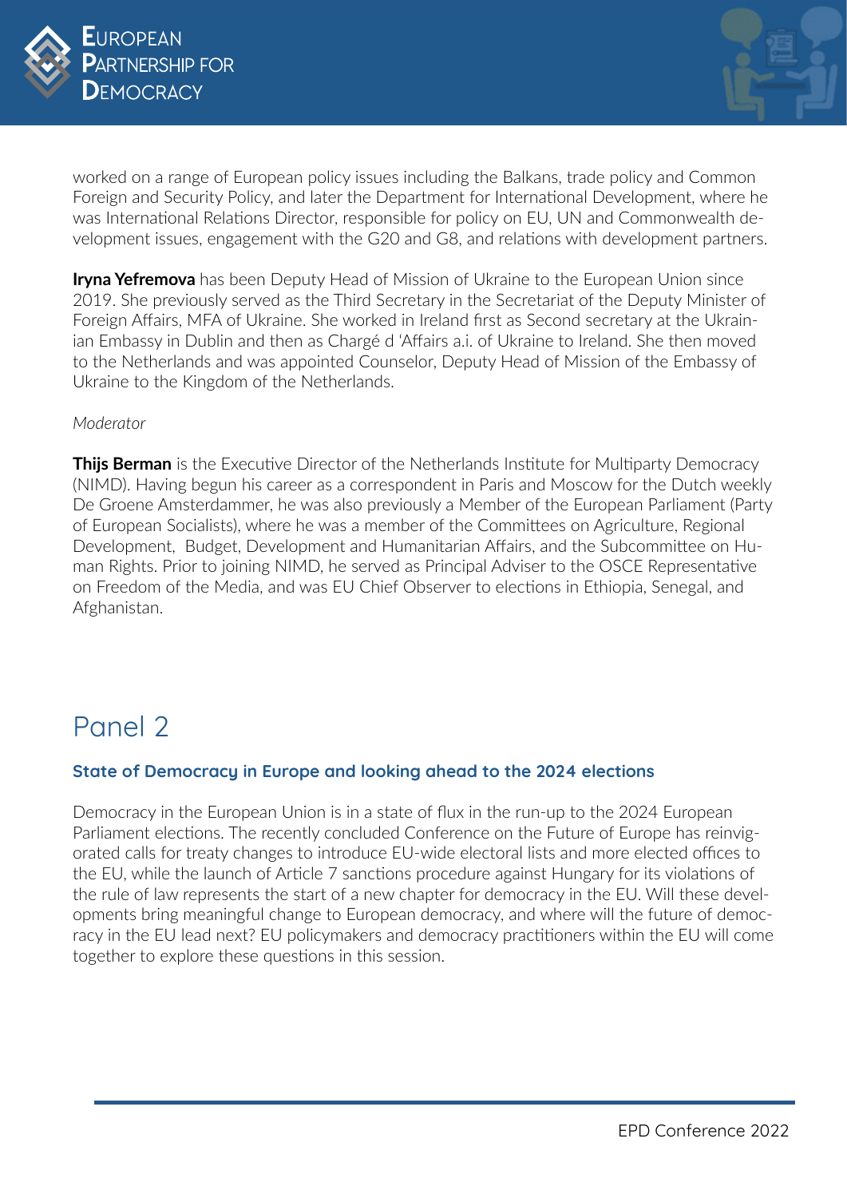worked on a range of European policy issues including the Balkans, trade policy and Common Foreign and Security Policy, and later the Department for International Development, where he was International Relations Director, responsible for policy on EU, UN and Commonwealth development issues, engagement with the G20 and G8, and relations with development partners.

**Iryna Yefremova** has been Deputy Head of Mission of Ukraine to the European Union since 2019. She previously served as the Third Secretary in the Secretariat of the Deputy Minister of Foreign Affairs, MFA of Ukraine. She worked in Ireland first as Second secretary at the Ukrainian Embassy in Dublin and then as Chargé d 'Affairs a.i. of Ukraine to Ireland. She then moved to the Netherlands and was appointed Counselor, Deputy Head of Mission of the Embassy of Ukraine to the Kingdom of the Netherlands.

*Moderator*

**Thijs Berman** is the Executive Director of the Netherlands Institute for Multiparty Democracy (NIMD). Having begun his career as a correspondent in Paris and Moscow for the Dutch weekly De Groene Amsterdammer, he was also previously a Member of the European Parliament (Party of European Socialists), where he was a member of the Committees on Agriculture, Regional Development, Budget, Development and Humanitarian Affairs, and the Subcommittee on Human Rights. Prior to joining NIMD, he served as Principal Adviser to the OSCE Representative on Freedom of the Media, and was EU Chief Observer to elections in Ethiopia, Senegal, and Afghanistan.

# Panel 2

### State of Democracy in Europe and looking ahead to the 2024 elections

Democracy in the European Union is in a state of flux in the run-up to the 2024 European Parliament elections. The recently concluded Conference on the Future of Europe has reinvigorated calls for treaty changes to introduce EU-wide electoral lists and more elected offices to the EU, while the launch of Article 7 sanctions procedure against Hungary for its violations of the rule of law represents the start of a new chapter for democracy in the EU. Will these developments bring meaningful change to European democracy, and where will the future of democracy in the EU lead next? EU policymakers and democracy practitioners within the EU will come together to explore these questions in this session.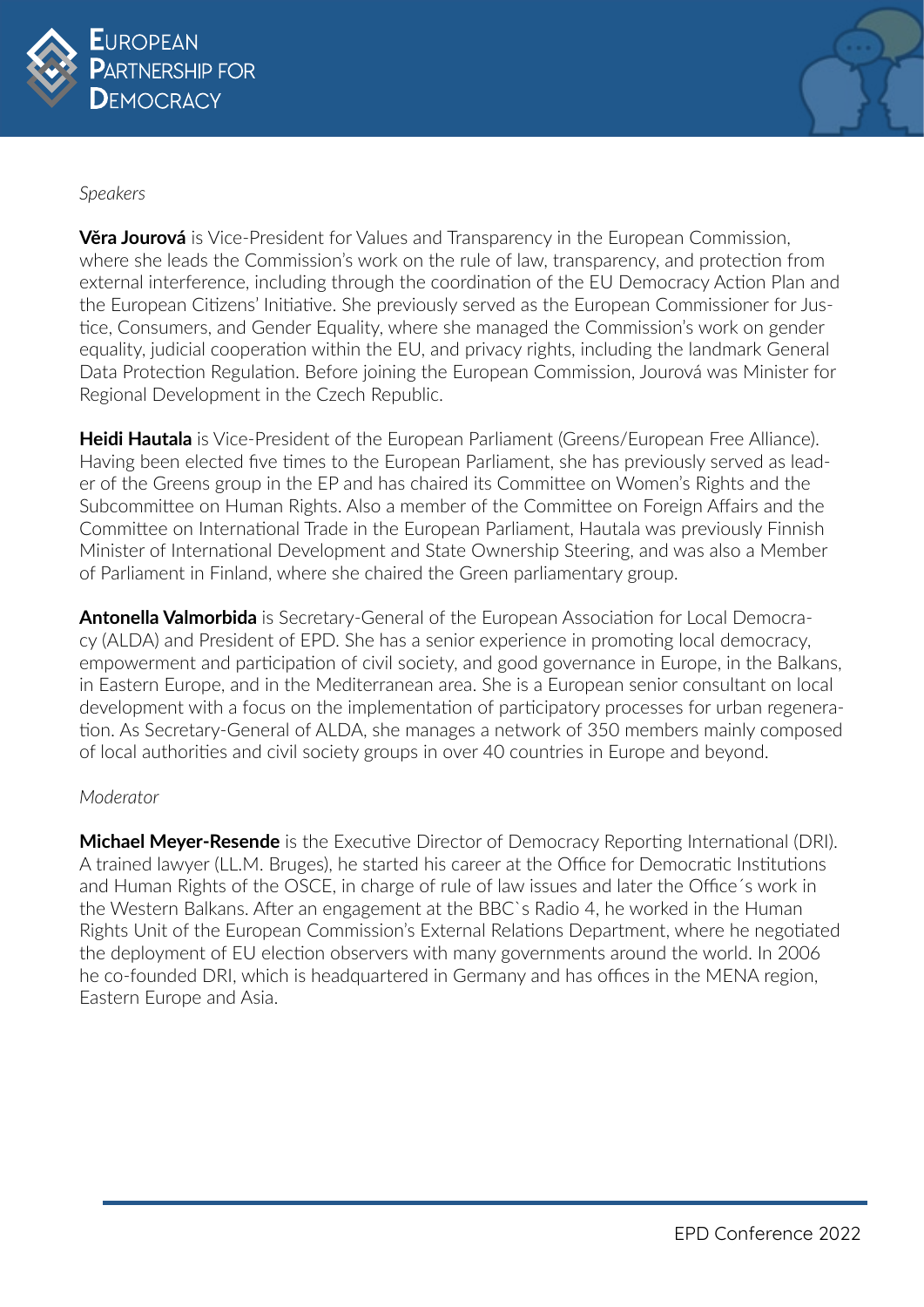*Speakers*

**Věra Jourová** is Vice-President for Values and Transparency in the European Commission, where she leads the Commission's work on the rule of law, transparency, and protection from external interference, including through the coordination of the EU Democracy Action Plan and the European Citizens' Initiative. She previously served as the European Commissioner for Justice, Consumers, and Gender Equality, where she managed the Commission's work on gender equality, judicial cooperation within the EU, and privacy rights, including the landmark General Data Protection Regulation. Before joining the European Commission, Jourová was Minister for Regional Development in the Czech Republic.

**Heidi Hautala** is Vice-President of the European Parliament (Greens/European Free Alliance). Having been elected five times to the European Parliament, she has previously served as leader of the Greens group in the EP and has chaired its Committee on Women's Rights and the Subcommittee on Human Rights. Also a member of the Committee on Foreign Affairs and the Committee on International Trade in the European Parliament, Hautala was previously Finnish Minister of International Development and State Ownership Steering, and was also a Member of Parliament in Finland, where she chaired the Green parliamentary group.

**Antonella Valmorbida** is Secretary-General of the European Association for Local Democracy (ALDA) and President of EPD. She has a senior experience in promoting local democracy, empowerment and participation of civil society, and good governance in Europe, in the Balkans, in Eastern Europe, and in the Mediterranean area. She is a European senior consultant on local development with a focus on the implementation of participatory processes for urban regeneration. As Secretary-General of ALDA, she manages a network of 350 members mainly composed of local authorities and civil society groups in over 40 countries in Europe and beyond.

*Moderator*

**Michael Meyer-Resende** is the Executive Director of Democracy Reporting International (DRI). A trained lawyer (LL.M. Bruges), he started his career at the Office for Democratic Institutions and Human Rights of the OSCE, in charge of rule of law issues and later the Office´s work in the Western Balkans. After an engagement at the BBC`s Radio 4, he worked in the Human Rights Unit of the European Commission's External Relations Department, where he negotiated the deployment of EU election observers with many governments around the world. In 2006 he co-founded DRI, which is headquartered in Germany and has offices in the MENA region, Eastern Europe and Asia.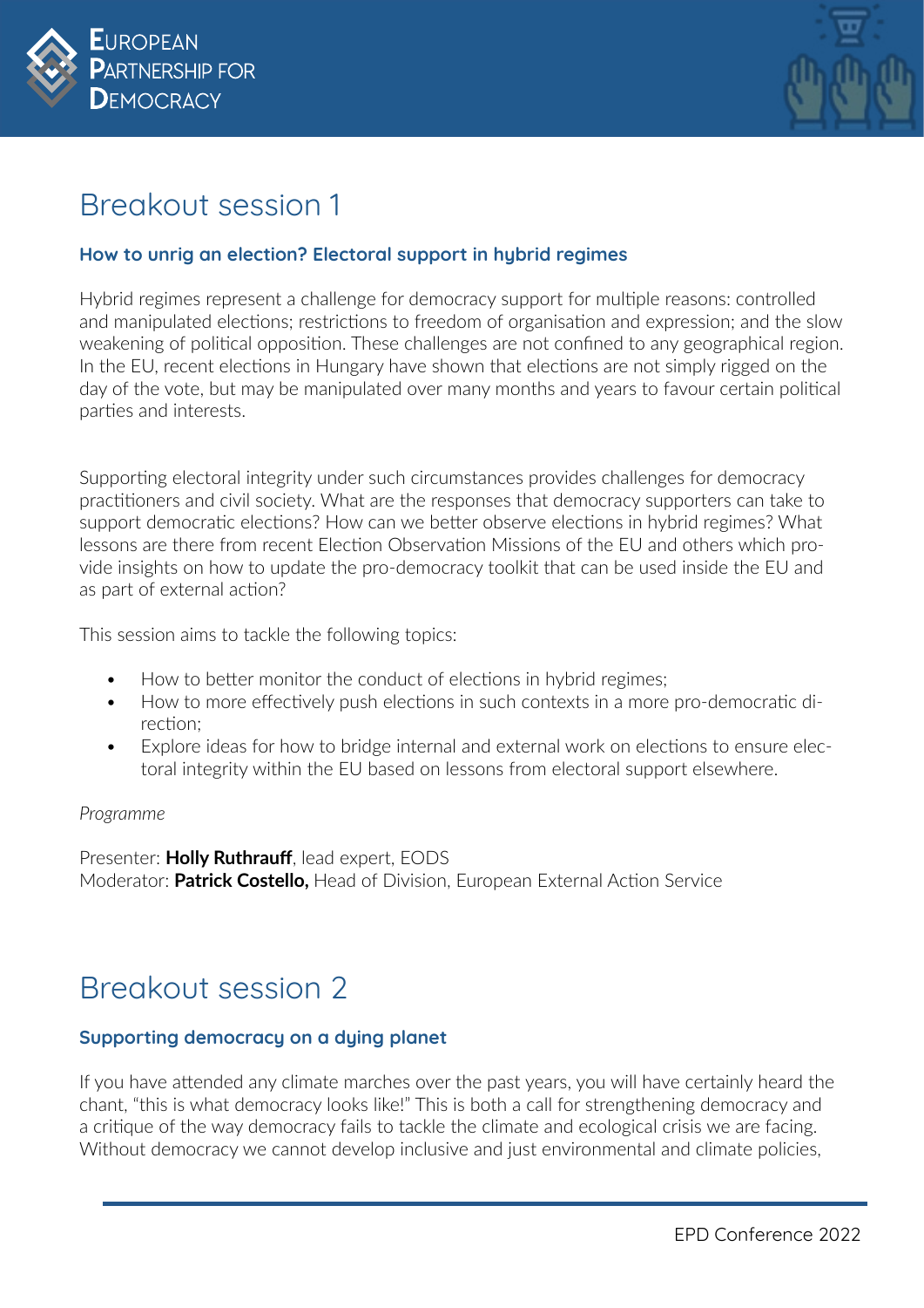# Breakout session 1

### How to unrig an election? Electoral support in hybrid regimes

Hybrid regimes represent a challenge for democracy support for multiple reasons: controlled and manipulated elections; restrictions to freedom of organisation and expression; and the slow weakening of political opposition. These challenges are not confined to any geographical region. In the EU, recent elections in Hungary have shown that elections are not simply rigged on the day of the vote, but may be manipulated over many months and years to favour certain political parties and interests.

Supporting electoral integrity under such circumstances provides challenges for democracy practitioners and civil society. What are the responses that democracy supporters can take to support democratic elections? How can we better observe elections in hybrid regimes? What lessons are there from recent Election Observation Missions of the EU and others which provide insights on how to update the pro-democracy toolkit that can be used inside the EU and as part of external action?

This session aims to tackle the following topics:

- How to better monitor the conduct of elections in hybrid regimes;
- How to more effectively push elections in such contexts in a more pro-democratic direction;
- Explore ideas for how to bridge internal and external work on elections to ensure electoral integrity within the EU based on lessons from electoral support elsewhere.

*Programme*

Presenter: **Holly Ruthrauff**, lead expert, EODS
Moderator: **Patrick Costello,** Head of Division, European External Action Service

# Breakout session 2

### Supporting democracy on a dying planet

If you have attended any climate marches over the past years, you will have certainly heard the chant, "this is what democracy looks like!" This is both a call for strengthening democracy and a critique of the way democracy fails to tackle the climate and ecological crisis we are facing. Without democracy we cannot develop inclusive and just environmental and climate policies,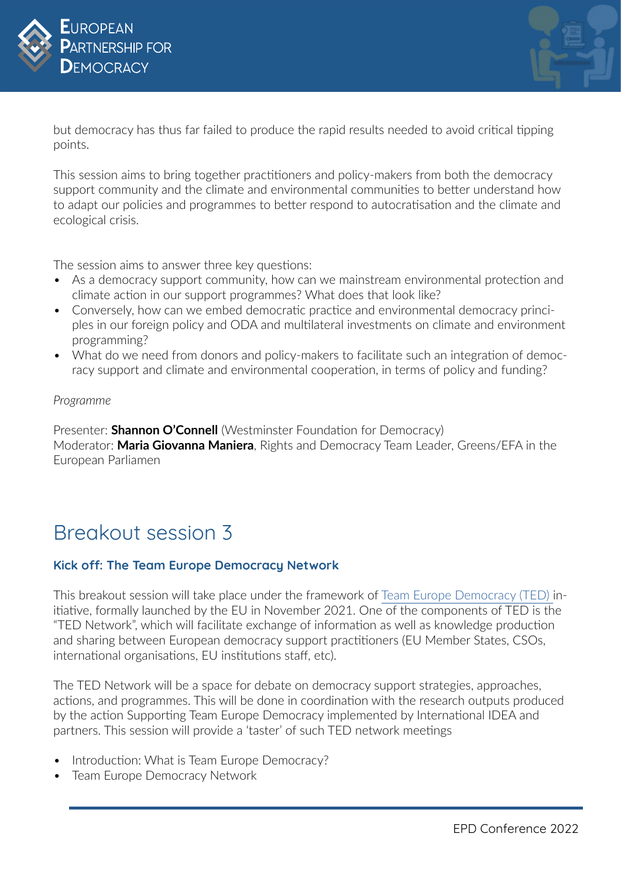but democracy has thus far failed to produce the rapid results needed to avoid critical tipping points.

This session aims to bring together practitioners and policy-makers from both the democracy support community and the climate and environmental communities to better understand how to adapt our policies and programmes to better respond to autocratisation and the climate and ecological crisis.

The session aims to answer three key questions:

- As a democracy support community, how can we mainstream environmental protection and climate action in our support programmes? What does that look like?
- Conversely, how can we embed democratic practice and environmental democracy principles in our foreign policy and ODA and multilateral investments on climate and environment programming?
- What do we need from donors and policy-makers to facilitate such an integration of democracy support and climate and environmental cooperation, in terms of policy and funding?

*Programme*

Presenter: **Shannon O'Connell** (Westminster Foundation for Democracy)
Moderator: **Maria Giovanna Maniera**, Rights and Democracy Team Leader, Greens/EFA in the European Parliamen

## Breakout session 3

### Kick off: The Team Europe Democracy Network

This breakout session will take place under the framework of Team Europe Democracy (TED) initiative, formally launched by the EU in November 2021. One of the components of TED is the "TED Network", which will facilitate exchange of information as well as knowledge production and sharing between European democracy support practitioners (EU Member States, CSOs, international organisations, EU institutions staff, etc).

The TED Network will be a space for debate on democracy support strategies, approaches, actions, and programmes. This will be done in coordination with the research outputs produced by the action Supporting Team Europe Democracy implemented by International IDEA and partners. This session will provide a 'taster' of such TED network meetings

- Introduction: What is Team Europe Democracy?
- Team Europe Democracy Network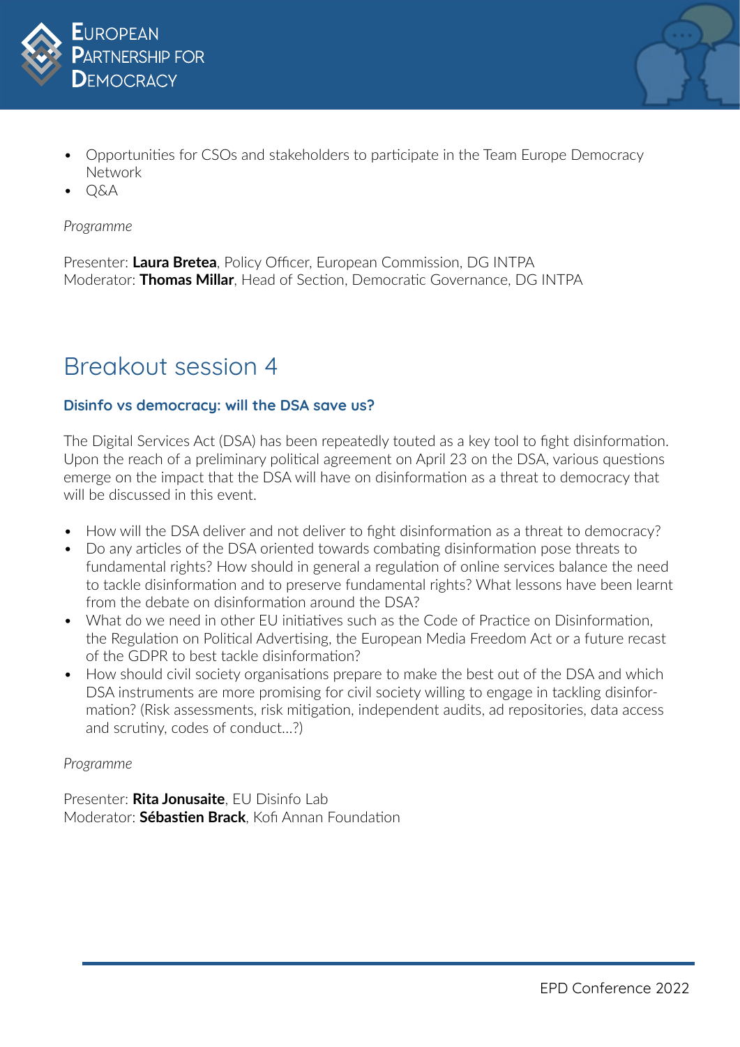- Opportunities for CSOs and stakeholders to participate in the Team Europe Democracy Network
- Q&A

*Programme*

Presenter: **Laura Bretea**, Policy Officer, European Commission, DG INTPA
Moderator: **Thomas Millar**, Head of Section, Democratic Governance, DG INTPA

# Breakout session 4

### Disinfo vs democracy: will the DSA save us?

The Digital Services Act (DSA) has been repeatedly touted as a key tool to fight disinformation. Upon the reach of a preliminary political agreement on April 23 on the DSA, various questions emerge on the impact that the DSA will have on disinformation as a threat to democracy that will be discussed in this event.

- How will the DSA deliver and not deliver to fight disinformation as a threat to democracy?
- Do any articles of the DSA oriented towards combating disinformation pose threats to fundamental rights? How should in general a regulation of online services balance the need to tackle disinformation and to preserve fundamental rights? What lessons have been learnt from the debate on disinformation around the DSA?
- What do we need in other EU initiatives such as the Code of Practice on Disinformation, the Regulation on Political Advertising, the European Media Freedom Act or a future recast of the GDPR to best tackle disinformation?
- How should civil society organisations prepare to make the best out of the DSA and which DSA instruments are more promising for civil society willing to engage in tackling disinformation? (Risk assessments, risk mitigation, independent audits, ad repositories, data access and scrutiny, codes of conduct...?)

*Programme*

Presenter: **Rita Jonusaite**, EU Disinfo Lab
Moderator: **Sébastien Brack**, Kofi Annan Foundation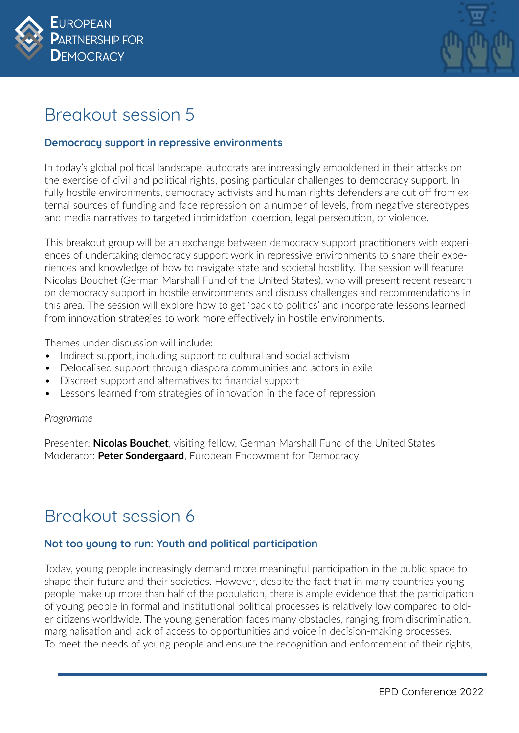# Breakout session 5

### Democracy support in repressive environments

In today's global political landscape, autocrats are increasingly emboldened in their attacks on the exercise of civil and political rights, posing particular challenges to democracy support. In fully hostile environments, democracy activists and human rights defenders are cut off from external sources of funding and face repression on a number of levels, from negative stereotypes and media narratives to targeted intimidation, coercion, legal persecution, or violence.

This breakout group will be an exchange between democracy support practitioners with experiences of undertaking democracy support work in repressive environments to share their experiences and knowledge of how to navigate state and societal hostility. The session will feature Nicolas Bouchet (German Marshall Fund of the United States), who will present recent research on democracy support in hostile environments and discuss challenges and recommendations in this area. The session will explore how to get 'back to politics' and incorporate lessons learned from innovation strategies to work more effectively in hostile environments.

Themes under discussion will include:

- Indirect support, including support to cultural and social activism
- Delocalised support through diaspora communities and actors in exile
- Discreet support and alternatives to financial support
- Lessons learned from strategies of innovation in the face of repression

*Programme*

Presenter: **Nicolas Bouchet**, visiting fellow, German Marshall Fund of the United States
Moderator: **Peter Sondergaard**, European Endowment for Democracy

# Breakout session 6

### Not too young to run: Youth and political participation

Today, young people increasingly demand more meaningful participation in the public space to shape their future and their societies. However, despite the fact that in many countries young people make up more than half of the population, there is ample evidence that the participation of young people in formal and institutional political processes is relatively low compared to older citizens worldwide. The young generation faces many obstacles, ranging from discrimination, marginalisation and lack of access to opportunities and voice in decision-making processes.
To meet the needs of young people and ensure the recognition and enforcement of their rights,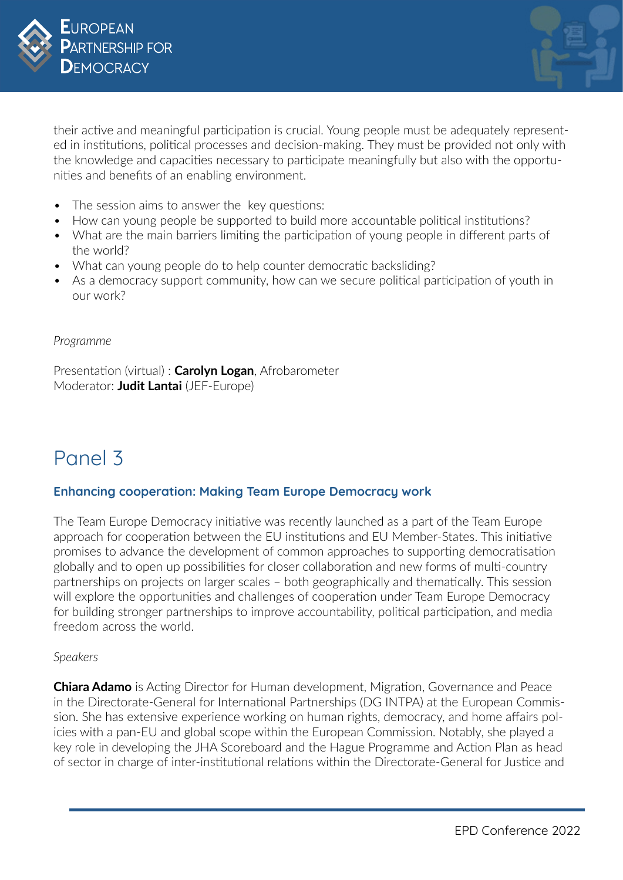their active and meaningful participation is crucial. Young people must be adequately represented in institutions, political processes and decision-making. They must be provided not only with the knowledge and capacities necessary to participate meaningfully but also with the opportunities and benefits of an enabling environment.

- The session aims to answer the  key questions:
- How can young people be supported to build more accountable political institutions?
- What are the main barriers limiting the participation of young people in different parts of the world?
- What can young people do to help counter democratic backsliding?
- As a democracy support community, how can we secure political participation of youth in our work?

*Programme*

Presentation (virtual) : **Carolyn Logan**, Afrobarometer
Moderator: **Judit Lantai** (JEF-Europe)

# Panel 3

### Enhancing cooperation: Making Team Europe Democracy work

The Team Europe Democracy initiative was recently launched as a part of the Team Europe approach for cooperation between the EU institutions and EU Member-States. This initiative promises to advance the development of common approaches to supporting democratisation globally and to open up possibilities for closer collaboration and new forms of multi-country partnerships on projects on larger scales – both geographically and thematically. This session will explore the opportunities and challenges of cooperation under Team Europe Democracy for building stronger partnerships to improve accountability, political participation, and media freedom across the world.

*Speakers*

**Chiara Adamo** is Acting Director for Human development, Migration, Governance and Peace in the Directorate-General for International Partnerships (DG INTPA) at the European Commission. She has extensive experience working on human rights, democracy, and home affairs policies with a pan-EU and global scope within the European Commission. Notably, she played a key role in developing the JHA Scoreboard and the Hague Programme and Action Plan as head of sector in charge of inter-institutional relations within the Directorate-General for Justice and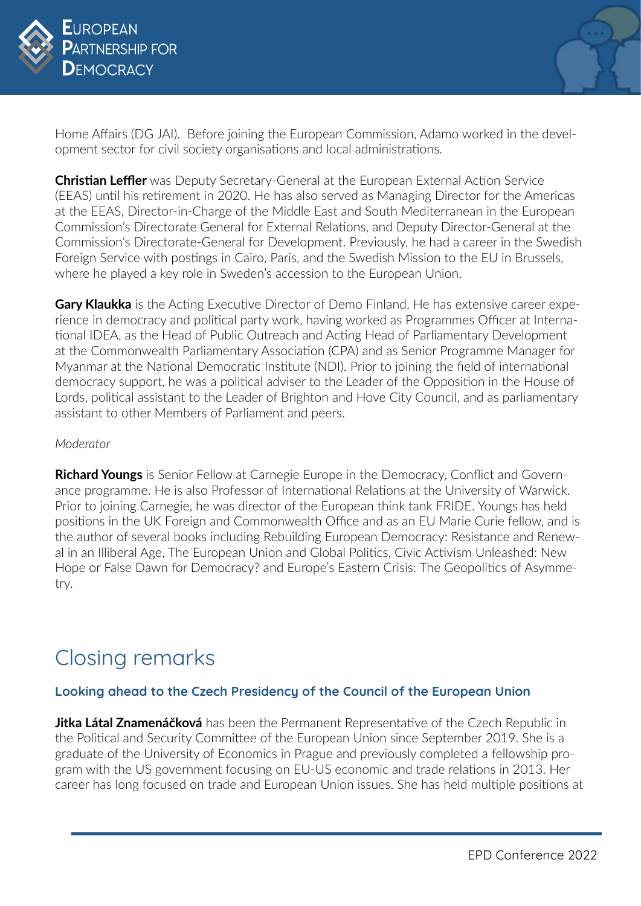Home Affairs (DG JAI). Before joining the European Commission, Adamo worked in the development sector for civil society organisations and local administrations.

**Christian Leffler** was Deputy Secretary-General at the European External Action Service (EEAS) until his retirement in 2020. He has also served as Managing Director for the Americas at the EEAS, Director-in-Charge of the Middle East and South Mediterranean in the European Commission's Directorate General for External Relations, and Deputy Director-General at the Commission's Directorate-General for Development. Previously, he had a career in the Swedish Foreign Service with postings in Cairo, Paris, and the Swedish Mission to the EU in Brussels, where he played a key role in Sweden's accession to the European Union.

**Gary Klaukka** is the Acting Executive Director of Demo Finland. He has extensive career experience in democracy and political party work, having worked as Programmes Officer at International IDEA, as the Head of Public Outreach and Acting Head of Parliamentary Development at the Commonwealth Parliamentary Association (CPA) and as Senior Programme Manager for Myanmar at the National Democratic Institute (NDI). Prior to joining the field of international democracy support, he was a political adviser to the Leader of the Opposition in the House of Lords, political assistant to the Leader of Brighton and Hove City Council, and as parliamentary assistant to other Members of Parliament and peers.

*Moderator*

**Richard Youngs** is Senior Fellow at Carnegie Europe in the Democracy, Conflict and Governance programme. He is also Professor of International Relations at the University of Warwick. Prior to joining Carnegie, he was director of the European think tank FRIDE. Youngs has held positions in the UK Foreign and Commonwealth Office and as an EU Marie Curie fellow, and is the author of several books including Rebuilding European Democracy: Resistance and Renewal in an Illiberal Age, The European Union and Global Politics, Civic Activism Unleashed: New Hope or False Dawn for Democracy? and Europe's Eastern Crisis: The Geopolitics of Asymmetry.

# Closing remarks

### Looking ahead to the Czech Presidency of the Council of the European Union

**Jitka Látal Znamenáčková** has been the Permanent Representative of the Czech Republic in the Political and Security Committee of the European Union since September 2019. She is a graduate of the University of Economics in Prague and previously completed a fellowship program with the US government focusing on EU-US economic and trade relations in 2013. Her career has long focused on trade and European Union issues. She has held multiple positions at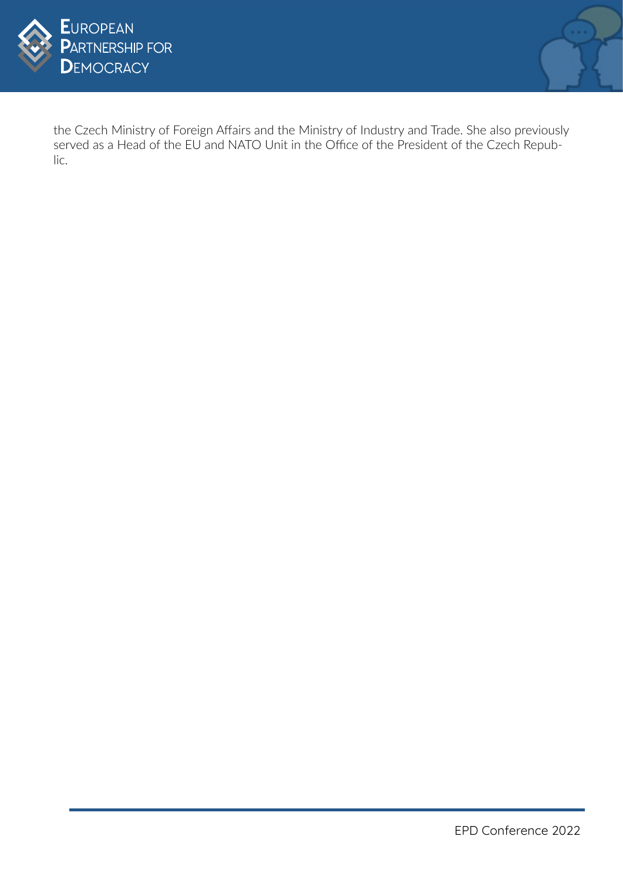the Czech Ministry of Foreign Affairs and the Ministry of Industry and Trade. She also previously served as a Head of the EU and NATO Unit in the Office of the President of the Czech Republic.